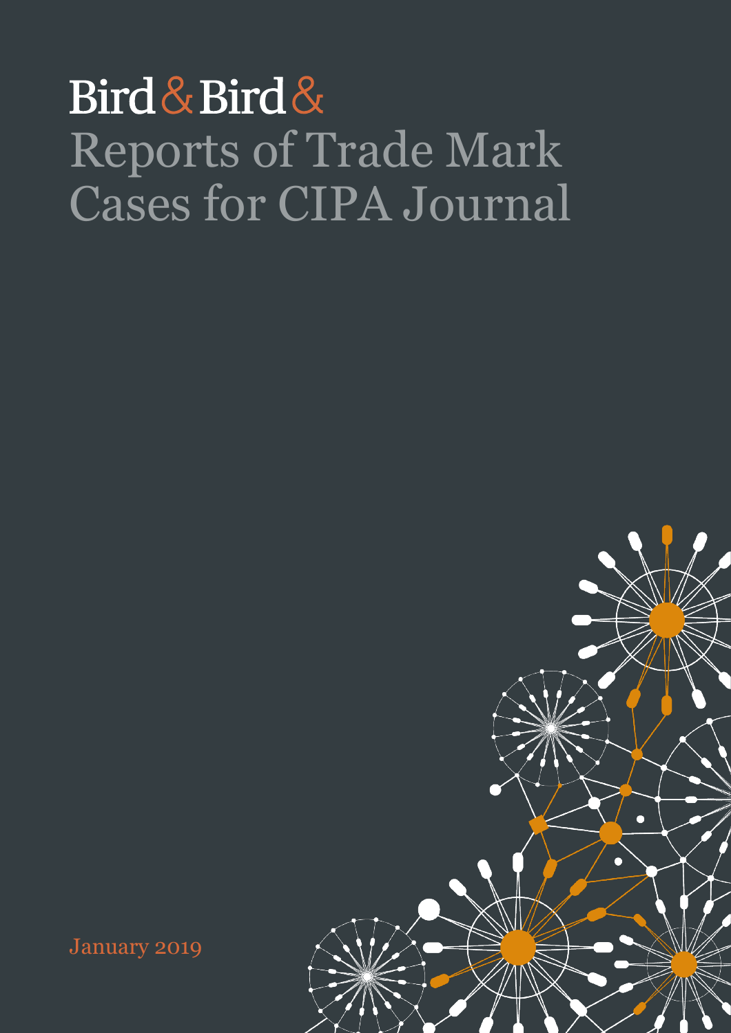Bird & Bird &

# Reports of Trade Mark Cases for CIPA Journal

January 2019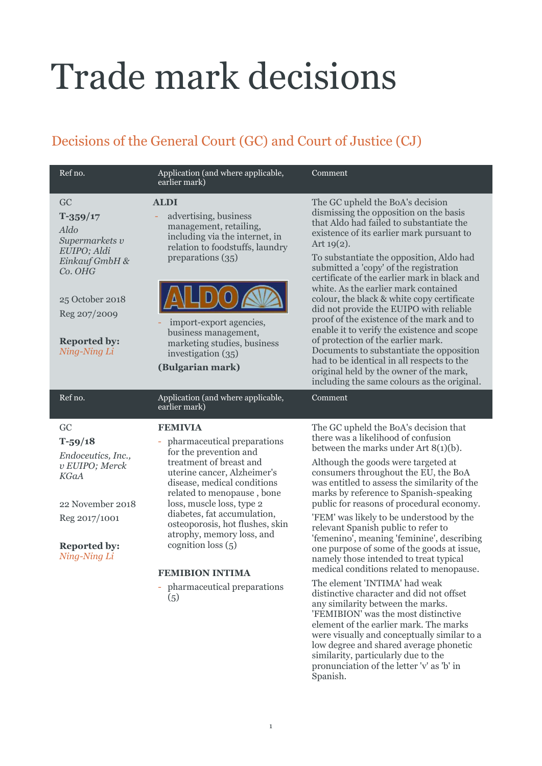# Trade mark decisions

## Decisions of the General Court (GC) and Court of Justice (CJ)

| Ref no. | Application (and where applicable, earlier mark) | Comment |
|---|---|---|
| GC<br>**T-359/17**<br>*Aldo Supermarkets v EUIPO; Aldi Einkauf GmbH & Co. OHG*<br><br>25 October 2018<br>Reg 207/2009<br><br>**Reported by:** *Ning-Ning Li* | **ALDI**<br>- advertising, business management, retailing, including via the internet, in relation to foodstuffs, laundry preparations (35)<br><br>ALDO<br><br>- import-export agencies, business management, marketing studies, business investigation (35)<br>**(Bulgarian mark)** | The GC upheld the BoA's decision dismissing the opposition on the basis that Aldo had failed to substantiate the existence of its earlier mark pursuant to Art 19(2).<br><br>To substantiate the opposition, Aldo had submitted a 'copy' of the registration certificate of the earlier mark in black and white. As the earlier mark contained colour, the black & white copy certificate did not provide the EUIPO with reliable proof of the existence of the mark and to enable it to verify the existence and scope of protection of the earlier mark. Documents to substantiate the opposition had to be identical in all respects to the original held by the owner of the mark, including the same colours as the original. |

| Ref no. | Application (and where applicable, earlier mark) | Comment |
|---|---|---|
| GC<br>**T-59/18**<br>*Endoceutics, Inc., v EUIPO; Merck KGaA*<br><br>22 November 2018<br>Reg 2017/1001<br><br>**Reported by:** *Ning-Ning Li* | **FEMIVIA**<br>- pharmaceutical preparations for the prevention and treatment of breast and uterine cancer, Alzheimer's disease, medical conditions related to menopause , bone loss, muscle loss, type 2 diabetes, fat accumulation, osteoporosis, hot flushes, skin atrophy, memory loss, and cognition loss (5)<br><br>**FEMIBION INTIMA**<br>- pharmaceutical preparations (5) | The GC upheld the BoA's decision that there was a likelihood of confusion between the marks under Art 8(1)(b).<br><br>Although the goods were targeted at consumers throughout the EU, the BoA was entitled to assess the similarity of the marks by reference to Spanish-speaking public for reasons of procedural economy.<br><br>'FEM' was likely to be understood by the relevant Spanish public to refer to 'femenino', meaning 'feminine', describing one purpose of some of the goods at issue, namely those intended to treat typical medical conditions related to menopause.<br><br>The element 'INTIMA' had weak distinctive character and did not offset any similarity between the marks. 'FEMIBION' was the most distinctive element of the earlier mark. The marks were visually and conceptually similar to a low degree and shared average phonetic similarity, particularly due to the pronunciation of the letter 'v' as 'b' in Spanish. |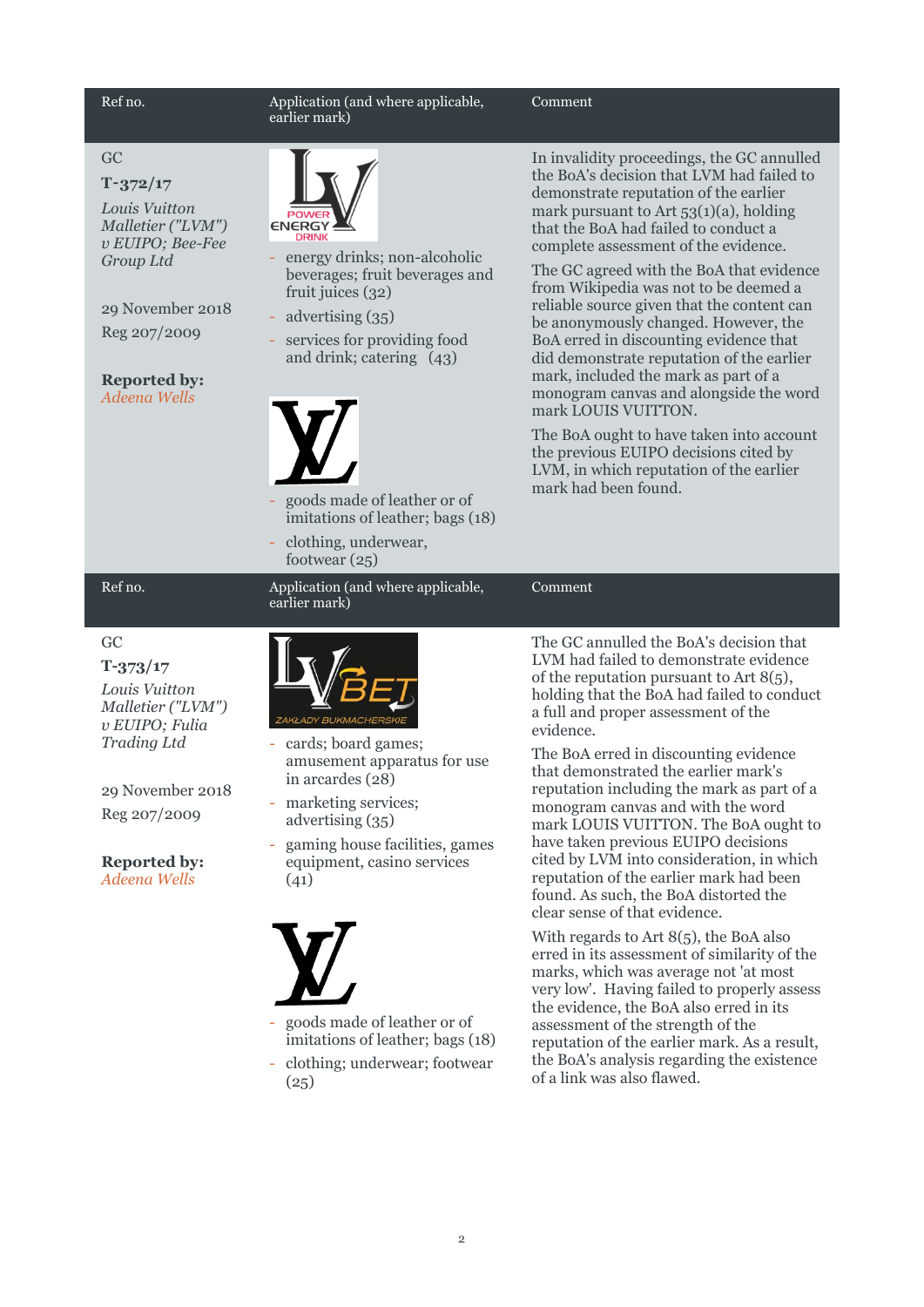| Ref no. | Application (and where applicable, earlier mark) | Comment |
|---|---|---|
| GC<br>**T-372/17**<br>*Louis Vuitton Malletier ("LVM") v EUIPO; Bee-Fee Group Ltd*<br><br>29 November 2018<br>Reg 207/2009<br><br>**Reported by:**<br>*Adeena Wells* | - energy drinks; non-alcoholic beverages; fruit beverages and fruit juices (32)<br>- advertising (35)<br>- services for providing food and drink; catering (43)<br><br>- goods made of leather or of imitations of leather; bags (18)<br>- clothing, underwear, footwear (25) | In invalidity proceedings, the GC annulled the BoA's decision that LVM had failed to demonstrate reputation of the earlier mark pursuant to Art 53(1)(a), holding that the BoA had failed to conduct a complete assessment of the evidence.<br><br>The GC agreed with the BoA that evidence from Wikipedia was not to be deemed a reliable source given that the content can be anonymously changed. However, the BoA erred in discounting evidence that did demonstrate reputation of the earlier mark, included the mark as part of a monogram canvas and alongside the word mark LOUIS VUITTON.<br><br>The BoA ought to have taken into account the previous EUIPO decisions cited by LVM, in which reputation of the earlier mark had been found. |

| Ref no. | Application (and where applicable, earlier mark) | Comment |
|---|---|---|
| GC<br>**T-373/17**<br>*Louis Vuitton Malletier ("LVM") v EUIPO; Fulia Trading Ltd*<br><br>29 November 2018<br>Reg 207/2009<br><br>**Reported by:**<br>*Adeena Wells* | - cards; board games; amusement apparatus for use in arcardes (28)<br>- marketing services; advertising (35)<br>- gaming house facilities, games equipment, casino services (41)<br><br>- goods made of leather or of imitations of leather; bags (18)<br>- clothing; underwear; footwear (25) | The GC annulled the BoA's decision that LVM had failed to demonstrate evidence of the reputation pursuant to Art 8(5), holding that the BoA had failed to conduct a full and proper assessment of the evidence.<br><br>The BoA erred in discounting evidence that demonstrated the earlier mark's reputation including the mark as part of a monogram canvas and with the word mark LOUIS VUITTON. The BoA ought to have taken previous EUIPO decisions cited by LVM into consideration, in which reputation of the earlier mark had been found. As such, the BoA distorted the clear sense of that evidence.<br><br>With regards to Art 8(5), the BoA also erred in its assessment of similarity of the marks, which was average not 'at most very low'. Having failed to properly assess the evidence, the BoA also erred in its assessment of the strength of the reputation of the earlier mark. As a result, the BoA's analysis regarding the existence of a link was also flawed. |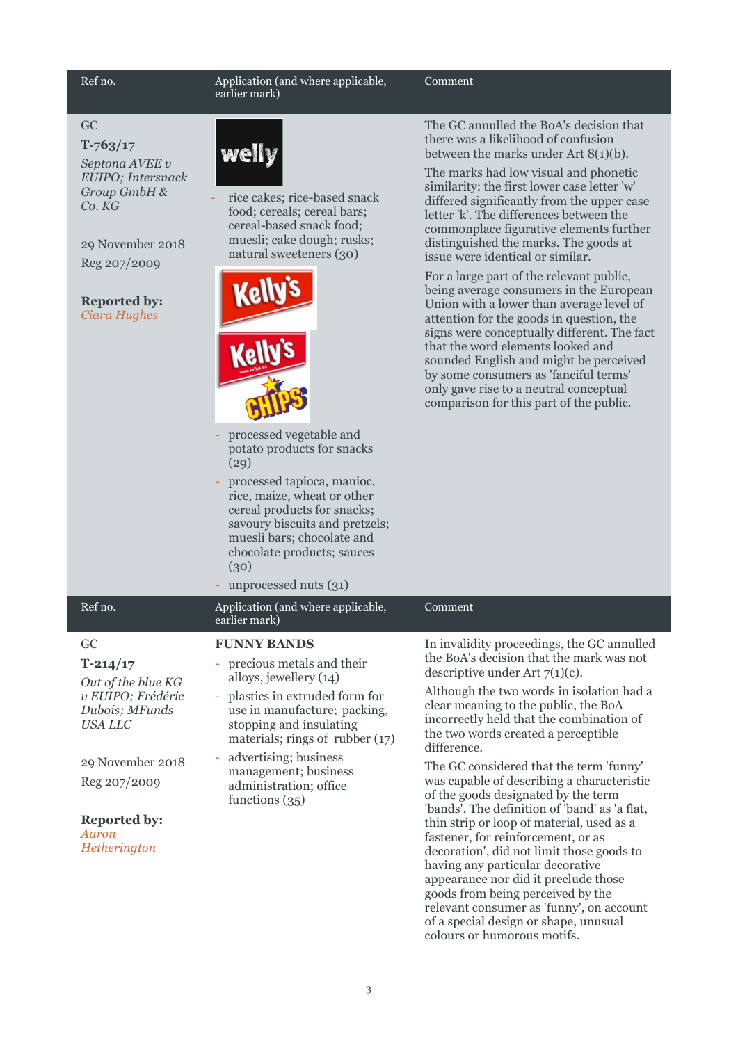| Ref no. | Application (and where applicable, earlier mark) | Comment |
|---|---|---|
| GC<br>**T-763/17**<br>*Septona AVEE v EUIPO; Intersnack Group GmbH & Co. KG*<br><br>29 November 2018<br>Reg 207/2009<br><br>**Reported by:**<br>*Ciara Hughes* | welly<br>- rice cakes; rice-based snack food; cereals; cereal bars; cereal-based snack food; muesli; cake dough; rusks; natural sweeteners (30)<br>Kelly's<br>Kelly's www.kellys.eu CHIPS<br>- processed vegetable and potato products for snacks (29)<br>- processed tapioca, manioc, rice, maize, wheat or other cereal products for snacks; savoury biscuits and pretzels; muesli bars; chocolate and chocolate products; sauces (30)<br>- unprocessed nuts (31) | The GC annulled the BoA's decision that there was a likelihood of confusion between the marks under Art 8(1)(b).<br><br>The marks had low visual and phonetic similarity: the first lower case letter 'w' differed significantly from the upper case letter 'k'. The differences between the commonplace figurative elements further distinguished the marks. The goods at issue were identical or similar.<br><br>For a large part of the relevant public, being average consumers in the European Union with a lower than average level of attention for the goods in question, the signs were conceptually different. The fact that the word elements looked and sounded English and might be perceived by some consumers as 'fanciful terms' only gave rise to a neutral conceptual comparison for this part of the public. |

| Ref no. | Application (and where applicable, earlier mark) | Comment |
|---|---|---|
| GC<br>**T-214/17**<br>*Out of the blue KG v EUIPO; Frédéric Dubois; MFunds USA LLC*<br><br>29 November 2018<br>Reg 207/2009<br><br>**Reported by:**<br>*Aaron Hetherington* | **FUNNY BANDS**<br>- precious metals and their alloys, jewellery (14)<br>- plastics in extruded form for use in manufacture; packing, stopping and insulating materials; rings of rubber (17)<br>- advertising; business management; business administration; office functions (35) | In invalidity proceedings, the GC annulled the BoA's decision that the mark was not descriptive under Art 7(1)(c).<br><br>Although the two words in isolation had a clear meaning to the public, the BoA incorrectly held that the combination of the two words created a perceptible difference.<br><br>The GC considered that the term 'funny' was capable of describing a characteristic of the goods designated by the term 'bands'. The definition of 'band' as 'a flat, thin strip or loop of material, used as a fastener, for reinforcement, or as decoration', did not limit those goods to having any particular decorative appearance nor did it preclude those goods from being perceived by the relevant consumer as 'funny', on account of a special design or shape, unusual colours or humorous motifs. |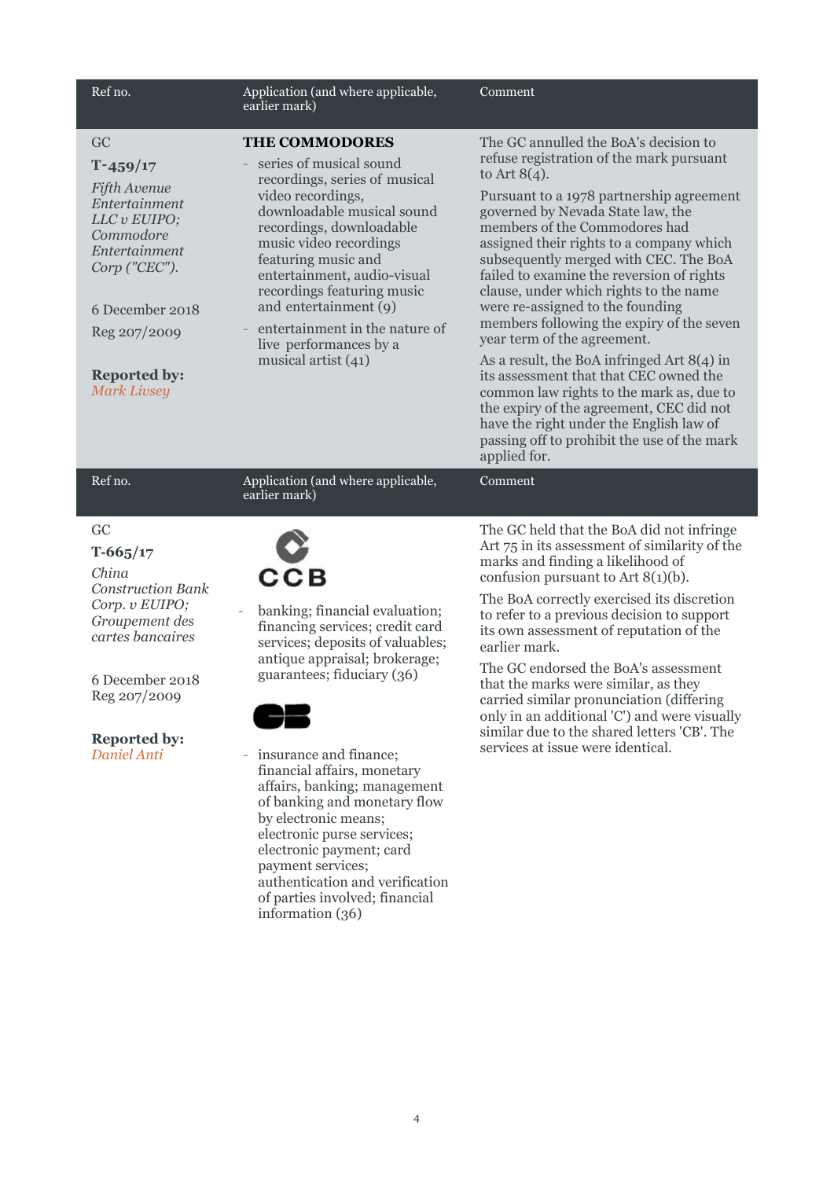| Ref no. | Application (and where applicable, earlier mark) | Comment |
|---|---|---|
| GC<br>**T-459/17**<br>*Fifth Avenue Entertainment LLC v EUIPO; Commodore Entertainment Corp ("CEC").*<br><br>6 December 2018<br>Reg 207/2009<br><br>**Reported by:**<br>*Mark Livsey* | **THE COMMODORES**<br>- series of musical sound recordings, series of musical video recordings, downloadable musical sound recordings, downloadable music video recordings featuring music and entertainment, audio-visual recordings featuring music and entertainment (9)<br>- entertainment in the nature of live performances by a musical artist (41) | The GC annulled the BoA's decision to refuse registration of the mark pursuant to Art 8(4).<br><br>Pursuant to a 1978 partnership agreement governed by Nevada State law, the members of the Commodores had assigned their rights to a company which subsequently merged with CEC. The BoA failed to examine the reversion of rights clause, under which rights to the name were re-assigned to the founding members following the expiry of the seven year term of the agreement.<br><br>As a result, the BoA infringed Art 8(4) in its assessment that that CEC owned the common law rights to the mark as, due to the expiry of the agreement, CEC did not have the right under the English law of passing off to prohibit the use of the mark applied for. |

| Ref no. | Application (and where applicable, earlier mark) | Comment |
|---|---|---|
| GC<br>**T-665/17**<br>*China Construction Bank Corp. v EUIPO; Groupement des cartes bancaires*<br><br>6 December 2018<br>Reg 207/2009<br><br>**Reported by:**<br>*Daniel Anti* | CCB<br>- banking; financial evaluation; financing services; credit card services; deposits of valuables; antique appraisal; brokerage; guarantees; fiduciary (36)<br><br>CB<br>- insurance and finance; financial affairs, monetary affairs, banking; management of banking and monetary flow by electronic means; electronic purse services; electronic payment; card payment services; authentication and verification of parties involved; financial information (36) | The GC held that the BoA did not infringe Art 75 in its assessment of similarity of the marks and finding a likelihood of confusion pursuant to Art 8(1)(b).<br><br>The BoA correctly exercised its discretion to refer to a previous decision to support its own assessment of reputation of the earlier mark.<br><br>The GC endorsed the BoA's assessment that the marks were similar, as they carried similar pronunciation (differing only in an additional 'C') and were visually similar due to the shared letters 'CB'. The services at issue were identical. |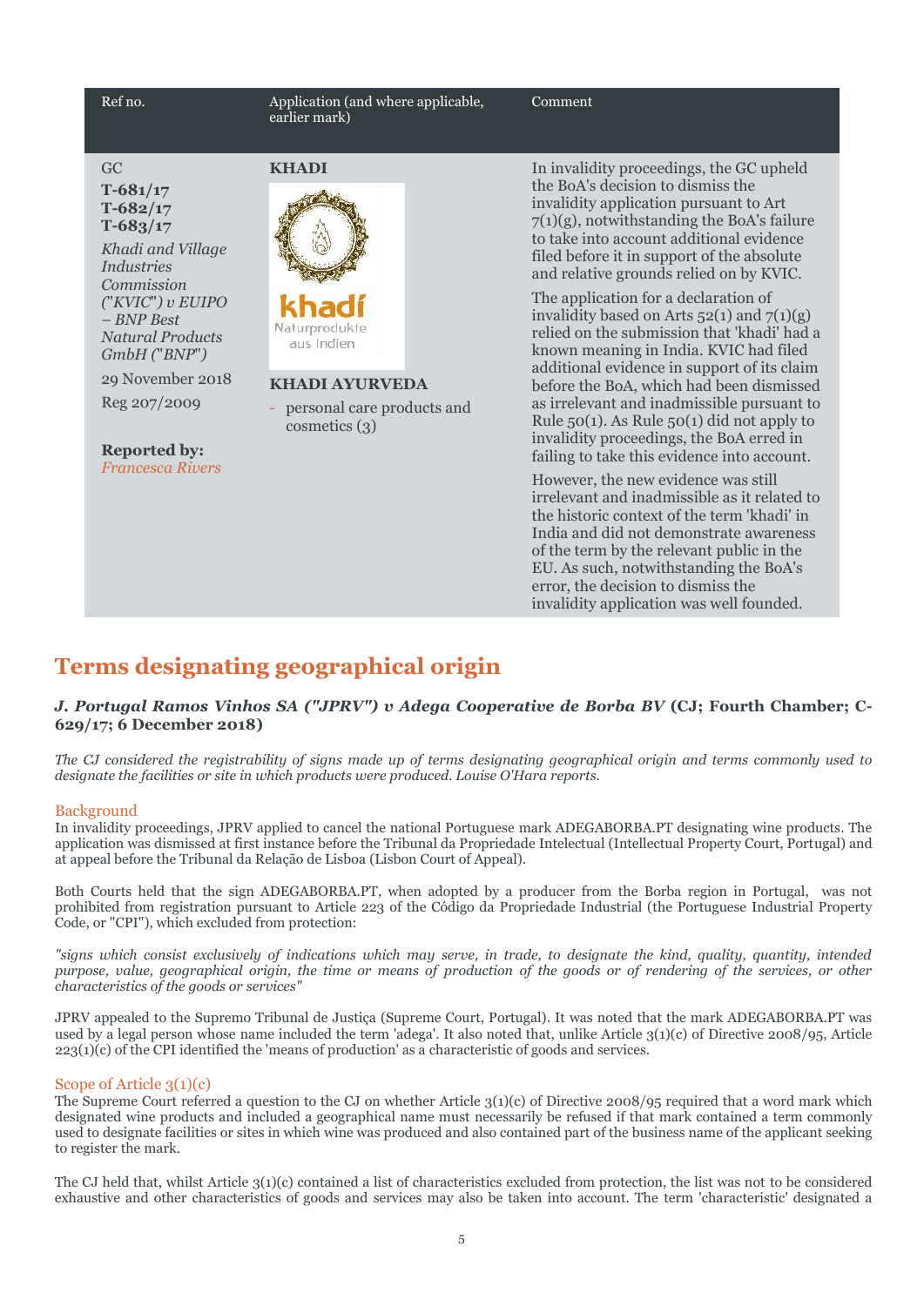| Ref no. | Application (and where applicable, earlier mark) | Comment |
|---|---|---|
| GC<br>**T-681/17**<br>**T-682/17**<br>**T-683/17**<br>*Khadi and Village Industries Commission ("KVIC") v EUIPO – BNP Best Natural Products GmbH ("BNP")*<br>29 November 2018<br>Reg 207/2009<br><br>**Reported by:** *Francesca Rivers* | **KHADI**<br>khadí Naturprodukte aus Indien<br>**KHADI AYURVEDA**<br>- personal care products and cosmetics (3) | In invalidity proceedings, the GC upheld the BoA's decision to dismiss the invalidity application pursuant to Art 7(1)(g), notwithstanding the BoA's failure to take into account additional evidence filed before it in support of the absolute and relative grounds relied on by KVIC.<br><br>The application for a declaration of invalidity based on Arts 52(1) and 7(1)(g) relied on the submission that 'khadi' had a known meaning in India. KVIC had filed additional evidence in support of its claim before the BoA, which had been dismissed as irrelevant and inadmissible pursuant to Rule 50(1). As Rule 50(1) did not apply to invalidity proceedings, the BoA erred in failing to take this evidence into account.<br><br>However, the new evidence was still irrelevant and inadmissible as it related to the historic context of the term 'khadi' in India and did not demonstrate awareness of the term by the relevant public in the EU. As such, notwithstanding the BoA's error, the decision to dismiss the invalidity application was well founded. |

# Terms designating geographical origin

### *J. Portugal Ramos Vinhos SA ("JPRV") v Adega Cooperative de Borba BV* (CJ; Fourth Chamber; C-629/17; 6 December 2018)

*The CJ considered the registrability of signs made up of terms designating geographical origin and terms commonly used to designate the facilities or site in which products were produced. Louise O'Hara reports.*

## Background

In invalidity proceedings, JPRV applied to cancel the national Portuguese mark ADEGABORBA.PT designating wine products. The application was dismissed at first instance before the Tribunal da Propriedade Intelectual (Intellectual Property Court, Portugal) and at appeal before the Tribunal da Relação de Lisboa (Lisbon Court of Appeal).

Both Courts held that the sign ADEGABORBA.PT, when adopted by a producer from the Borba region in Portugal, was not prohibited from registration pursuant to Article 223 of the Código da Propriedade Industrial (the Portuguese Industrial Property Code, or "CPI"), which excluded from protection:

*"signs which consist exclusively of indications which may serve, in trade, to designate the kind, quality, quantity, intended purpose, value, geographical origin, the time or means of production of the goods or of rendering of the services, or other characteristics of the goods or services"*

JPRV appealed to the Supremo Tribunal de Justiça (Supreme Court, Portugal). It was noted that the mark ADEGABORBA.PT was used by a legal person whose name included the term 'adega'. It also noted that, unlike Article 3(1)(c) of Directive 2008/95, Article 223(1)(c) of the CPI identified the 'means of production' as a characteristic of goods and services.

## Scope of Article 3(1)(c)

The Supreme Court referred a question to the CJ on whether Article 3(1)(c) of Directive 2008/95 required that a word mark which designated wine products and included a geographical name must necessarily be refused if that mark contained a term commonly used to designate facilities or sites in which wine was produced and also contained part of the business name of the applicant seeking to register the mark.

The CJ held that, whilst Article 3(1)(c) contained a list of characteristics excluded from protection, the list was not to be considered exhaustive and other characteristics of goods and services may also be taken into account. The term 'characteristic' designated a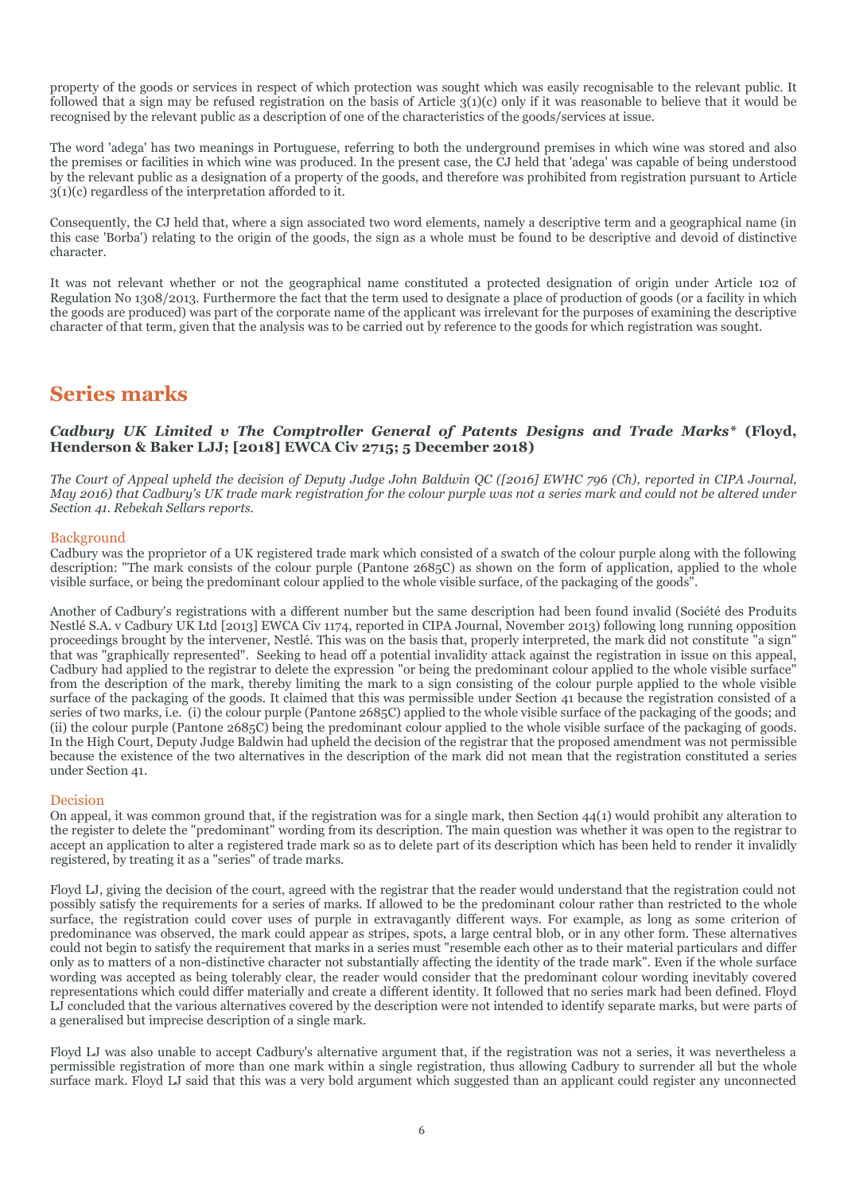property of the goods or services in respect of which protection was sought which was easily recognisable to the relevant public. It followed that a sign may be refused registration on the basis of Article 3(1)(c) only if it was reasonable to believe that it would be recognised by the relevant public as a description of one of the characteristics of the goods/services at issue.

The word 'adega' has two meanings in Portuguese, referring to both the underground premises in which wine was stored and also the premises or facilities in which wine was produced. In the present case, the CJ held that 'adega' was capable of being understood by the relevant public as a designation of a property of the goods, and therefore was prohibited from registration pursuant to Article 3(1)(c) regardless of the interpretation afforded to it.

Consequently, the CJ held that, where a sign associated two word elements, namely a descriptive term and a geographical name (in this case 'Borba') relating to the origin of the goods, the sign as a whole must be found to be descriptive and devoid of distinctive character.

It was not relevant whether or not the geographical name constituted a protected designation of origin under Article 102 of Regulation No 1308/2013. Furthermore the fact that the term used to designate a place of production of goods (or a facility in which the goods are produced) was part of the corporate name of the applicant was irrelevant for the purposes of examining the descriptive character of that term, given that the analysis was to be carried out by reference to the goods for which registration was sought.

## Series marks

### *Cadbury UK Limited v The Comptroller General of Patents Designs and Trade Marks\** (Floyd, Henderson & Baker LJJ; [2018] EWCA Civ 2715; 5 December 2018)

*The Court of Appeal upheld the decision of Deputy Judge John Baldwin QC ([2016] EWHC 796 (Ch), reported in CIPA Journal, May 2016) that Cadbury's UK trade mark registration for the colour purple was not a series mark and could not be altered under Section 41. Rebekah Sellars reports.*

#### Background

Cadbury was the proprietor of a UK registered trade mark which consisted of a swatch of the colour purple along with the following description: "The mark consists of the colour purple (Pantone 2685C) as shown on the form of application, applied to the whole visible surface, or being the predominant colour applied to the whole visible surface, of the packaging of the goods".

Another of Cadbury's registrations with a different number but the same description had been found invalid (Société des Produits Nestlé S.A. v Cadbury UK Ltd [2013] EWCA Civ 1174, reported in CIPA Journal, November 2013) following long running opposition proceedings brought by the intervener, Nestlé. This was on the basis that, properly interpreted, the mark did not constitute "a sign" that was "graphically represented". Seeking to head off a potential invalidity attack against the registration in issue on this appeal, Cadbury had applied to the registrar to delete the expression "or being the predominant colour applied to the whole visible surface" from the description of the mark, thereby limiting the mark to a sign consisting of the colour purple applied to the whole visible surface of the packaging of the goods. It claimed that this was permissible under Section 41 because the registration consisted of a series of two marks, i.e. (i) the colour purple (Pantone 2685C) applied to the whole visible surface of the packaging of the goods; and (ii) the colour purple (Pantone 2685C) being the predominant colour applied to the whole visible surface of the packaging of goods. In the High Court, Deputy Judge Baldwin had upheld the decision of the registrar that the proposed amendment was not permissible because the existence of the two alternatives in the description of the mark did not mean that the registration constituted a series under Section 41.

#### Decision

On appeal, it was common ground that, if the registration was for a single mark, then Section 44(1) would prohibit any alteration to the register to delete the "predominant" wording from its description. The main question was whether it was open to the registrar to accept an application to alter a registered trade mark so as to delete part of its description which has been held to render it invalidly registered, by treating it as a "series" of trade marks.

Floyd LJ, giving the decision of the court, agreed with the registrar that the reader would understand that the registration could not possibly satisfy the requirements for a series of marks. If allowed to be the predominant colour rather than restricted to the whole surface, the registration could cover uses of purple in extravagantly different ways. For example, as long as some criterion of predominance was observed, the mark could appear as stripes, spots, a large central blob, or in any other form. These alternatives could not begin to satisfy the requirement that marks in a series must "resemble each other as to their material particulars and differ only as to matters of a non-distinctive character not substantially affecting the identity of the trade mark". Even if the whole surface wording was accepted as being tolerably clear, the reader would consider that the predominant colour wording inevitably covered representations which could differ materially and create a different identity. It followed that no series mark had been defined. Floyd LJ concluded that the various alternatives covered by the description were not intended to identify separate marks, but were parts of a generalised but imprecise description of a single mark.

Floyd LJ was also unable to accept Cadbury's alternative argument that, if the registration was not a series, it was nevertheless a permissible registration of more than one mark within a single registration, thus allowing Cadbury to surrender all but the whole surface mark. Floyd LJ said that this was a very bold argument which suggested than an applicant could register any unconnected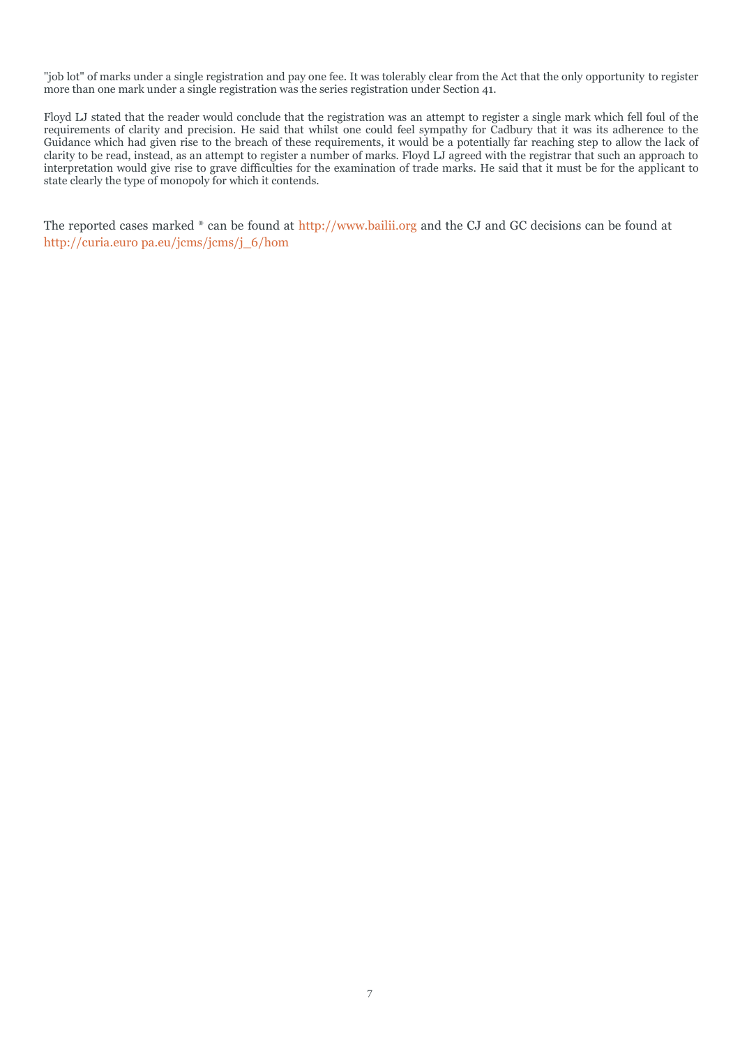"job lot" of marks under a single registration and pay one fee. It was tolerably clear from the Act that the only opportunity to register more than one mark under a single registration was the series registration under Section 41.

Floyd LJ stated that the reader would conclude that the registration was an attempt to register a single mark which fell foul of the requirements of clarity and precision. He said that whilst one could feel sympathy for Cadbury that it was its adherence to the Guidance which had given rise to the breach of these requirements, it would be a potentially far reaching step to allow the lack of clarity to be read, instead, as an attempt to register a number of marks. Floyd LJ agreed with the registrar that such an approach to interpretation would give rise to grave difficulties for the examination of trade marks. He said that it must be for the applicant to state clearly the type of monopoly for which it contends.

The reported cases marked * can be found at http://www.bailii.org and the CJ and GC decisions can be found at http://curia.euro pa.eu/jcms/jcms/j_6/hom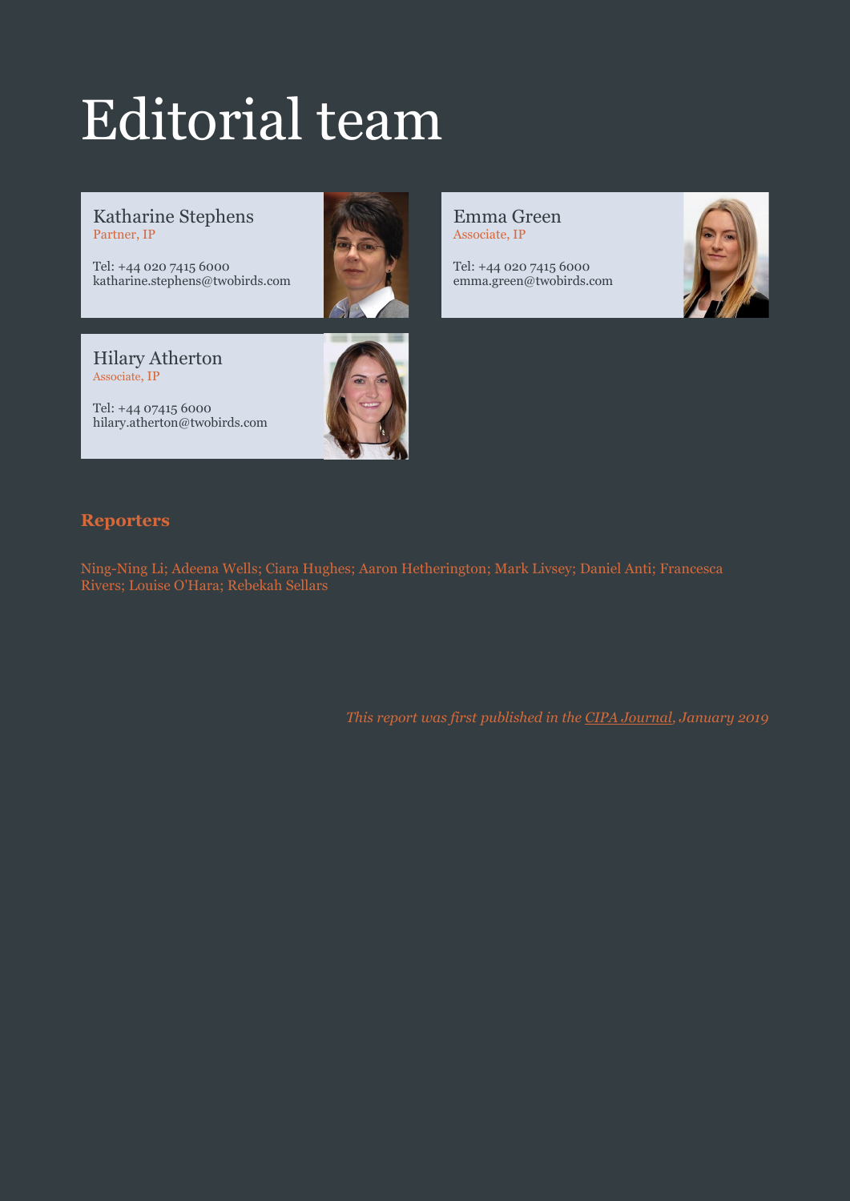# Editorial team

Katharine Stephens
Partner, IP

Tel: +44 020 7415 6000
katharine.stephens@twobirds.com

Emma Green
Associate, IP

Tel: +44 020 7415 6000
emma.green@twobirds.com

Hilary Atherton
Associate, IP

Tel: +44 07415 6000
hilary.atherton@twobirds.com

**Reporters**

Ning-Ning Li; Adeena Wells; Ciara Hughes; Aaron Hetherington; Mark Livsey; Daniel Anti; Francesca Rivers; Louise O'Hara; Rebekah Sellars

*This report was first published in the CIPA Journal, January 2019*